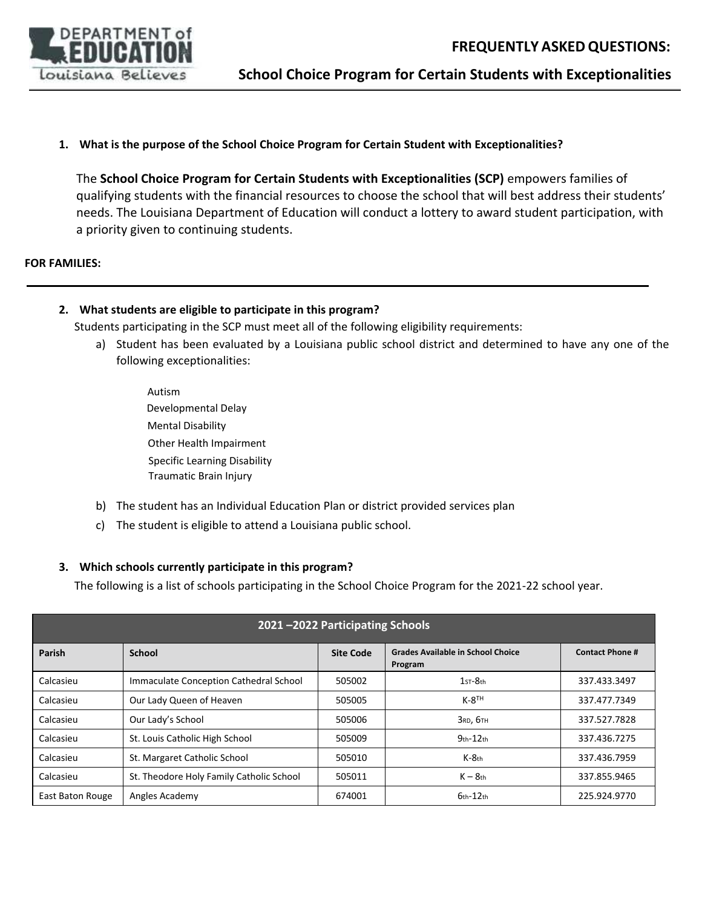# FREQUENTLY ASKED QUESTIONS:

## School Choice Program for Certain Students with Exceptionalities

**1. What is the purpose of the School Choice Program for Certain Student with Exceptionalities?**

The **School Choice Program for Certain Students with Exceptionalities (SCP)** empowers families of qualifying students with the financial resources to choose the school that will best address their students' needs. The Louisiana Department of Education will conduct a lottery to award student participation, with a priority given to continuing students.

**FOR FAMILIES:**

---

**2. What students are eligible to participate in this program?**

Students participating in the SCP must meet all of the following eligibility requirements:

a) Student has been evaluated by a Louisiana public school district and determined to have any one of the following exceptionalities:

- Autism
- Developmental Delay
- Mental Disability
- Other Health Impairment
- Specific Learning Disability
- Traumatic Brain Injury

b) The student has an Individual Education Plan or district provided services plan

c) The student is eligible to attend a Louisiana public school.

**3. Which schools currently participate in this program?**

The following is a list of schools participating in the School Choice Program for the 2021-22 school year.

| 2021 –2022 Participating Schools | | | | |
|---|---|---|---|---|
| **Parish** | **School** | **Site Code** | **Grades Available in School Choice Program** | **Contact Phone #** |
| Calcasieu | Immaculate Conception Cathedral School | 505002 | 1st-8th | 337.433.3497 |
| Calcasieu | Our Lady Queen of Heaven | 505005 | K-8TH | 337.477.7349 |
| Calcasieu | Our Lady's School | 505006 | 3RD, 6TH | 337.527.7828 |
| Calcasieu | St. Louis Catholic High School | 505009 | 9th-12th | 337.436.7275 |
| Calcasieu | St. Margaret Catholic School | 505010 | K-8th | 337.436.7959 |
| Calcasieu | St. Theodore Holy Family Catholic School | 505011 | K – 8th | 337.855.9465 |
| East Baton Rouge | Angles Academy | 674001 | 6th-12th | 225.924.9770 |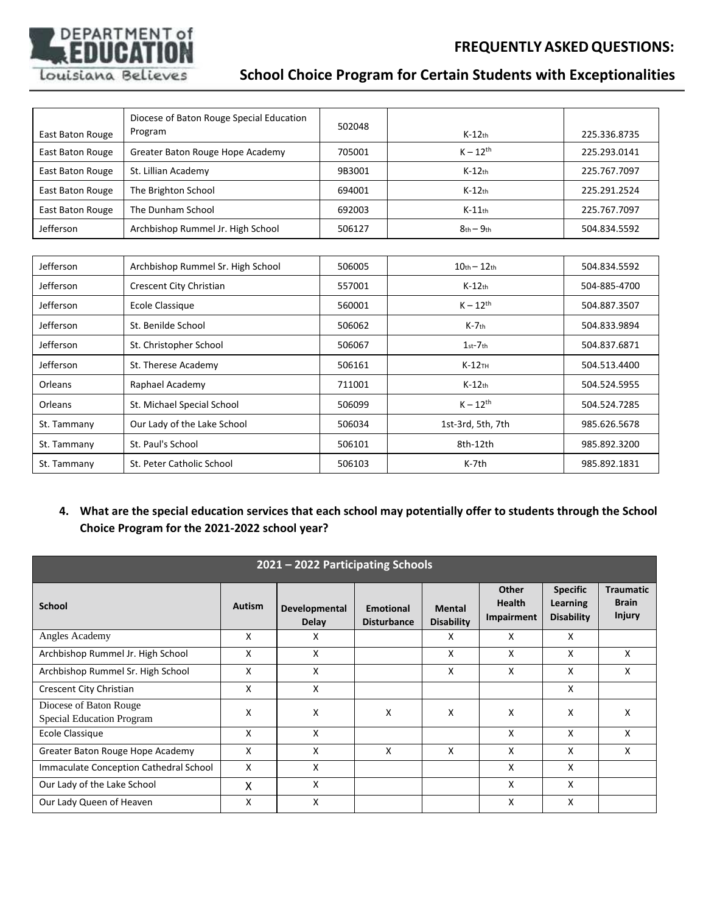| | | | | |
|---|---|---|---|---|
| East Baton Rouge | Diocese of Baton Rouge Special Education Program | 502048 | K-12th | 225.336.8735 |
| East Baton Rouge | Greater Baton Rouge Hope Academy | 705001 | K – 12th | 225.293.0141 |
| East Baton Rouge | St. Lillian Academy | 9B3001 | K-12th | 225.767.7097 |
| East Baton Rouge | The Brighton School | 694001 | K-12th | 225.291.2524 |
| East Baton Rouge | The Dunham School | 692003 | K-11th | 225.767.7097 |
| Jefferson | Archbishop Rummel Jr. High School | 506127 | 8th – 9th | 504.834.5592 |
| Jefferson | Archbishop Rummel Sr. High School | 506005 | 10th – 12th | 504.834.5592 |
| Jefferson | Crescent City Christian | 557001 | K-12th | 504-885-4700 |
| Jefferson | Ecole Classique | 560001 | K – 12th | 504.887.3507 |
| Jefferson | St. Benilde School | 506062 | K-7th | 504.833.9894 |
| Jefferson | St. Christopher School | 506067 | 1st-7th | 504.837.6871 |
| Jefferson | St. Therese Academy | 506161 | K-12TH | 504.513.4400 |
| Orleans | Raphael Academy | 711001 | K-12th | 504.524.5955 |
| Orleans | St. Michael Special School | 506099 | K – 12th | 504.524.7285 |
| St. Tammany | Our Lady of the Lake School | 506034 | 1st-3rd, 5th, 7th | 985.626.5678 |
| St. Tammany | St. Paul's School | 506101 | 8th-12th | 985.892.3200 |
| St. Tammany | St. Peter Catholic School | 506103 | K-7th | 985.892.1831 |

4. **What are the special education services that each school may potentially offer to students through the School Choice Program for the 2021-2022 school year?**

| 2021 – 2022 Participating Schools | | | | | | | |
|---|---|---|---|---|---|---|---|
| **School** | **Autism** | **Developmental Delay** | **Emotional Disturbance** | **Mental Disability** | **Other Health Impairment** | **Specific Learning Disability** | **Traumatic Brain Injury** |
| Angles Academy | X | X | | X | X | X | |
| Archbishop Rummel Jr. High School | X | X | | X | X | X | X |
| Archbishop Rummel Sr. High School | X | X | | X | X | X | X |
| Crescent City Christian | X | X | | | | X | |
| Diocese of Baton Rouge Special Education Program | X | X | X | X | X | X | X |
| Ecole Classique | X | X | | | X | X | X |
| Greater Baton Rouge Hope Academy | X | X | X | X | X | X | X |
| Immaculate Conception Cathedral School | X | X | | | X | X | |
| Our Lady of the Lake School | X | X | | | X | X | |
| Our Lady Queen of Heaven | X | X | | | X | X | |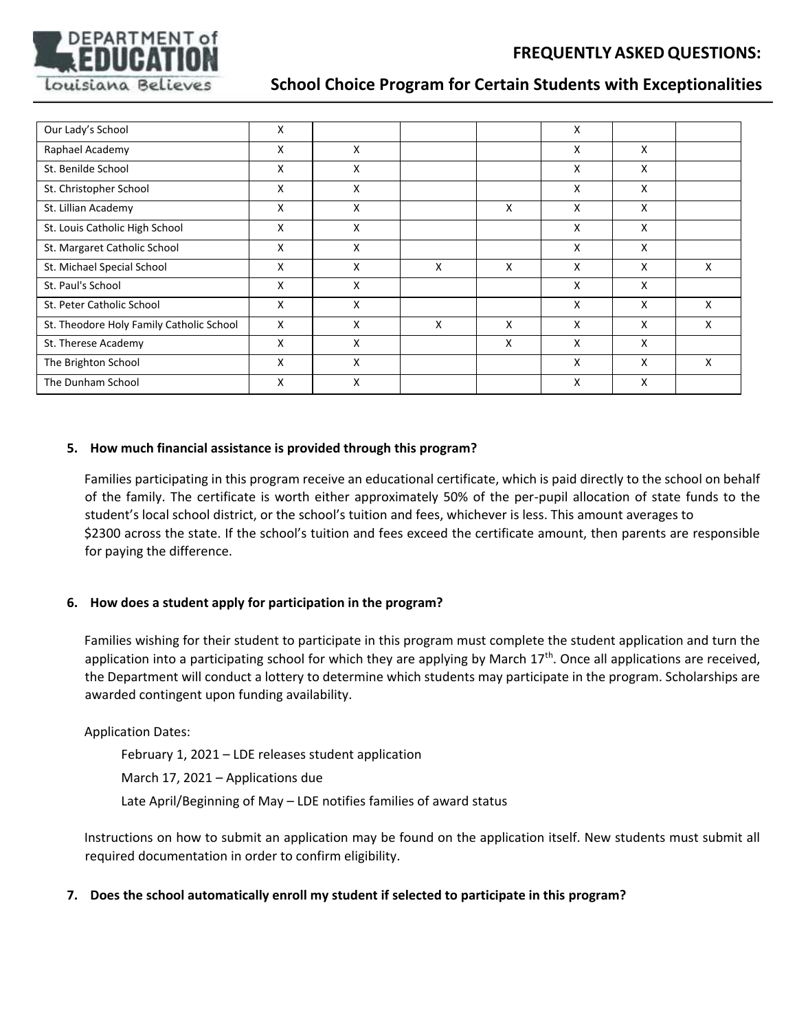| | | | | | | | |
|---|---|---|---|---|---|---|---|
| Our Lady's School | X | | | | X | | |
| Raphael Academy | X | X | | | X | X | |
| St. Benilde School | X | X | | | X | X | |
| St. Christopher School | X | X | | | X | X | |
| St. Lillian Academy | X | X | | X | X | X | |
| St. Louis Catholic High School | X | X | | | X | X | |
| St. Margaret Catholic School | X | X | | | X | X | |
| St. Michael Special School | X | X | X | X | X | X | X |
| St. Paul's School | X | X | | | X | X | |
| St. Peter Catholic School | X | X | | | X | X | X |
| St. Theodore Holy Family Catholic School | X | X | X | X | X | X | X |
| St. Therese Academy | X | X | | X | X | X | |
| The Brighton School | X | X | | | X | X | X |
| The Dunham School | X | X | | | X | X | |

**5. How much financial assistance is provided through this program?**

Families participating in this program receive an educational certificate, which is paid directly to the school on behalf of the family. The certificate is worth either approximately 50% of the per-pupil allocation of state funds to the student's local school district, or the school's tuition and fees, whichever is less. This amount averages to $2300 across the state. If the school's tuition and fees exceed the certificate amount, then parents are responsible for paying the difference.

**6. How does a student apply for participation in the program?**

Families wishing for their student to participate in this program must complete the student application and turn the application into a participating school for which they are applying by March 17th. Once all applications are received, the Department will conduct a lottery to determine which students may participate in the program. Scholarships are awarded contingent upon funding availability.

Application Dates:

- February 1, 2021 – LDE releases student application
- March 17, 2021 – Applications due
- Late April/Beginning of May – LDE notifies families of award status

Instructions on how to submit an application may be found on the application itself. New students must submit all required documentation in order to confirm eligibility.

**7. Does the school automatically enroll my student if selected to participate in this program?**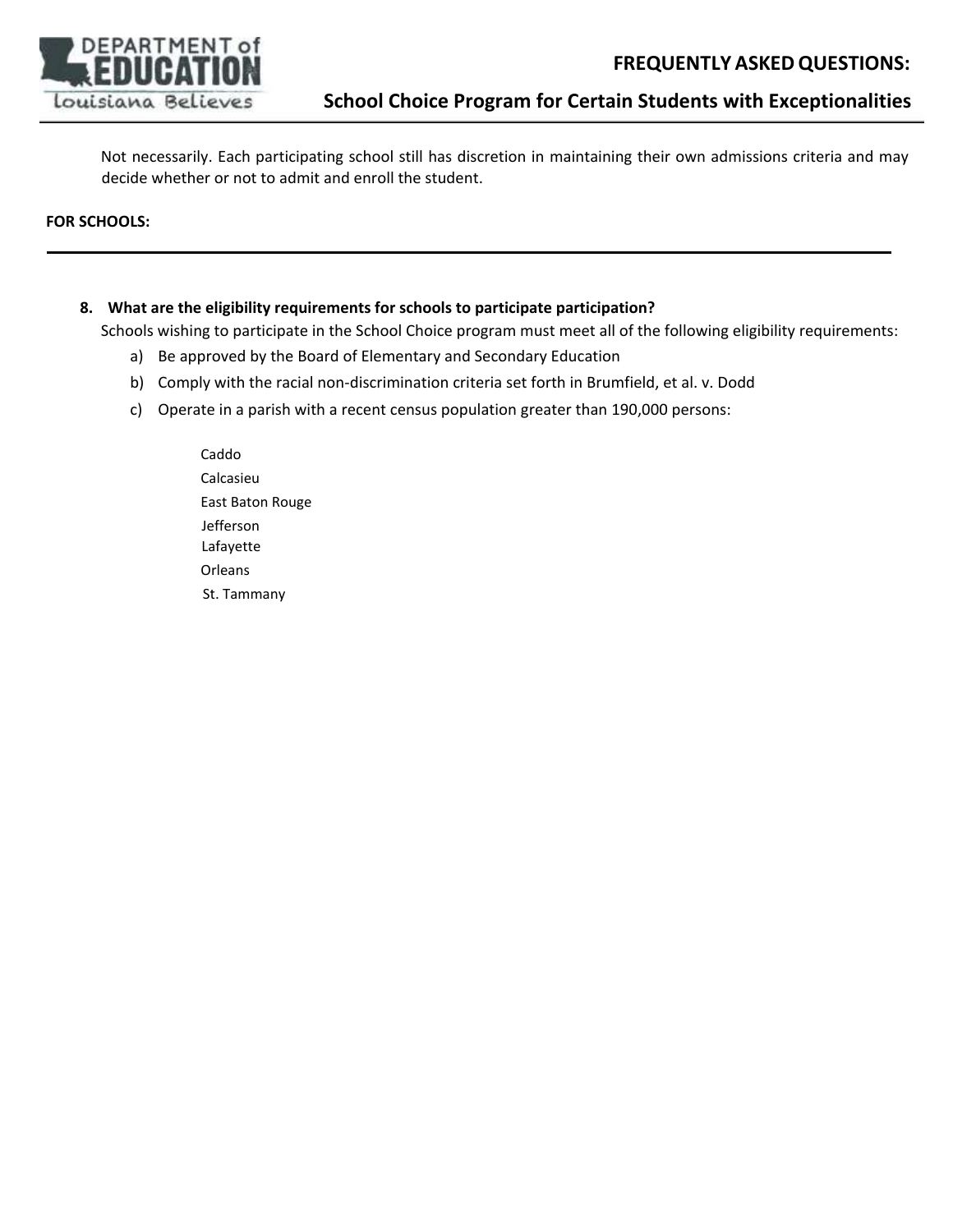Not necessarily. Each participating school still has discretion in maintaining their own admissions criteria and may decide whether or not to admit and enroll the student.

**FOR SCHOOLS:**

---

**8. What are the eligibility requirements for schools to participate participation?**

Schools wishing to participate in the School Choice program must meet all of the following eligibility requirements:

a) Be approved by the Board of Elementary and Secondary Education

b) Comply with the racial non-discrimination criteria set forth in Brumfield, et al. v. Dodd

c) Operate in a parish with a recent census population greater than 190,000 persons:

- Caddo
- Calcasieu
- East Baton Rouge
- Jefferson
- Lafayette
- Orleans
- St. Tammany